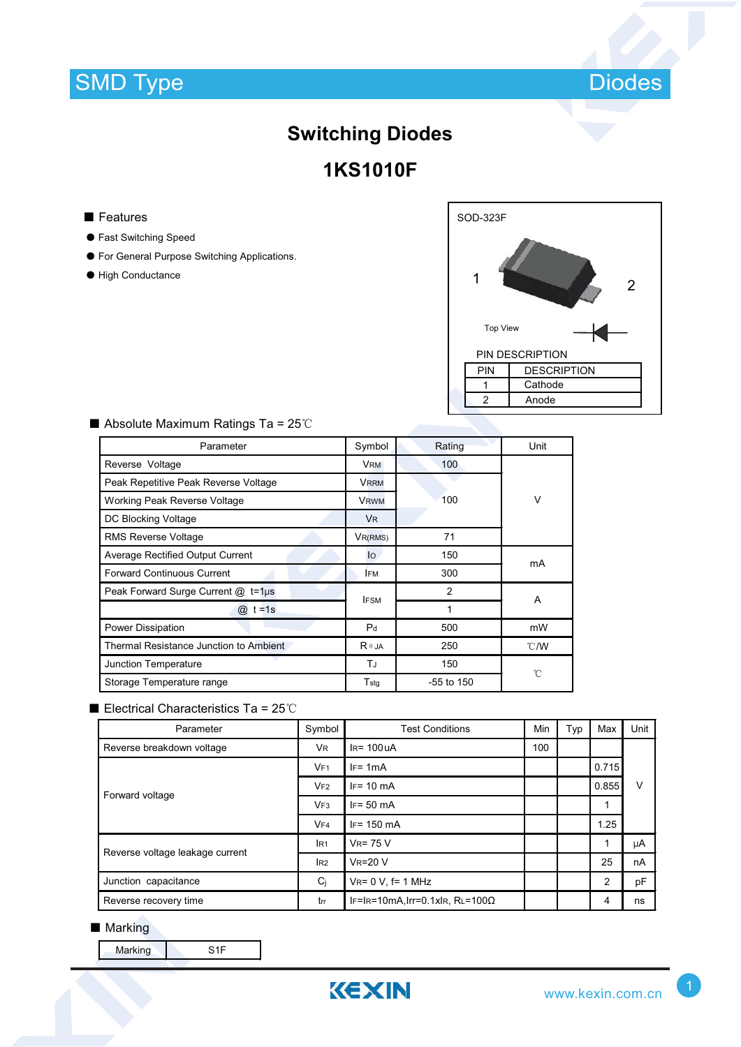SMD Type | Diodes

# Switching Diodes

## 1KS1010F

### Features

- Fast Switching Speed
- For General Purpose Switching Applications.
- High Conductance

SOD-323F

1 2

Top View

PIN DESCRIPTION

| PIN | DESCRIPTION |
|---|---|
| 1 | Cathode |
| 2 | Anode |

### Absolute Maximum Ratings Ta = 25℃

| Parameter | Symbol | Rating | Unit |
|---|---|---|---|
| Reverse Voltage | $V_{RM}$ | 100 | V |
| Peak Repetitive Peak Reverse Voltage | $V_{RRM}$ | 100 | V |
| Working Peak Reverse Voltage | $V_{RWM}$ | 100 | V |
| DC Blocking Voltage | $V_R$ | 100 | V |
| RMS Reverse Voltage | $V_{R(RMS)}$ | 71 | V |
| Average Rectified Output Current | $I_O$ | 150 | mA |
| Forward Continuous Current | $I_{FM}$ | 300 | mA |
| Peak Forward Surge Current @ t=1μs | $I_{FSM}$ | 2 | A |
| @ t =1s | $I_{FSM}$ | 1 | A |
| Power Dissipation | $P_d$ | 500 | mW |
| Thermal Resistance Junction to Ambient | $R_{\theta JA}$ | 250 | ℃/W |
| Junction Temperature | $T_J$ | 150 | ℃ |
| Storage Temperature range | $T_{stg}$ | -55 to 150 | ℃ |

### Electrical Characteristics Ta = 25℃

| Parameter | Symbol | Test Conditions | Min | Typ | Max | Unit |
|---|---|---|---|---|---|---|
| Reverse breakdown voltage | $V_R$ | $I_R$= 100uA | 100 | | | V |
| Forward voltage | $V_{F1}$ | $I_F$= 1mA | | | 0.715 | V |
| | $V_{F2}$ | $I_F$= 10 mA | | | 0.855 | V |
| | $V_{F3}$ | $I_F$= 50 mA | | | 1 | V |
| | $V_{F4}$ | $I_F$= 150 mA | | | 1.25 | V |
| Reverse voltage leakage current | $I_{R1}$ | $V_R$= 75 V | | | 1 | μA |
| | $I_{R2}$ | $V_R$=20 V | | | 25 | nA |
| Junction capacitance | $C_j$ | $V_R$= 0 V, f= 1 MHz | | | 2 | pF |
| Reverse recovery time | $t_{rr}$ | $I_F$=$I_R$=10mA,Irr=0.1x$I_R$, $R_L$=100Ω | | | 4 | ns |

### Marking

| Marking | S1F |
|---|---|

KEXIN www.kexin.com.cn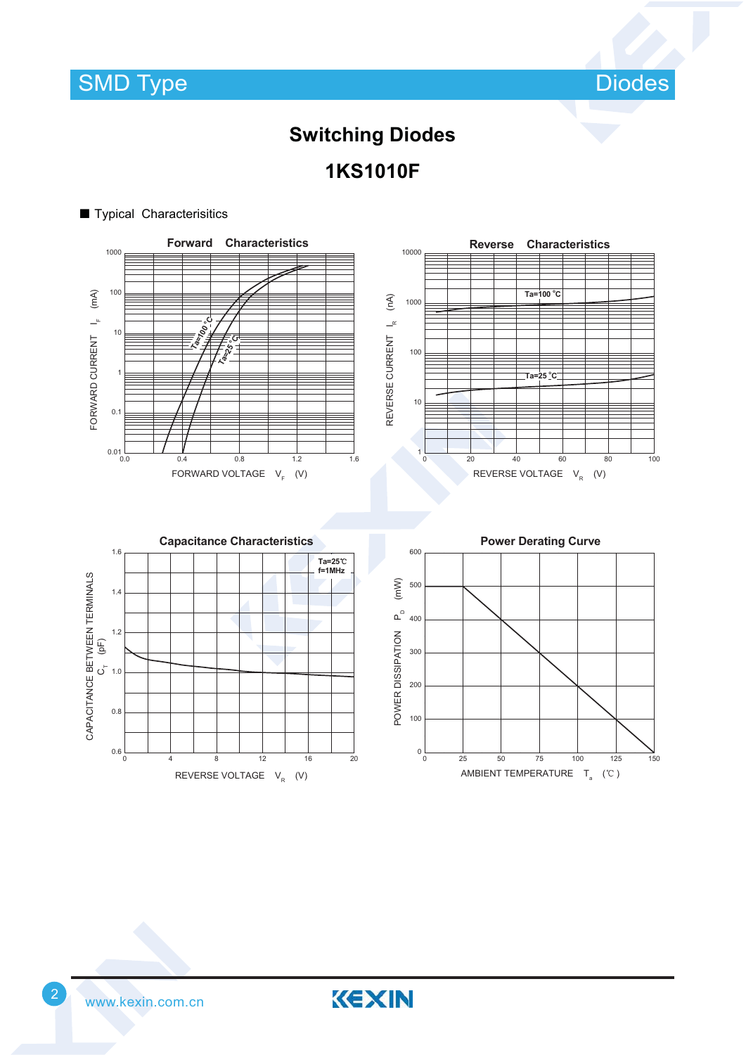# Switching Diodes

## 1KS1010F

■ Typical Characterisitics

**Forward Characteristics**

FORWARD CURRENT $I_F$ (mA)

1000, 100, 10, 1, 0.1, 0.01

Ta=100 °C

Ta=25 °C

0.0, 0.4, 0.8, 1.2, 1.6

FORWARD VOLTAGE $V_F$ (V)

**Reverse Characteristics**

REVERSE CURRENT $I_R$ (nA)

10000, 1000, 100, 10, 1

Ta=100 °C

Ta=25 °C

0, 20, 40, 60, 80, 100

REVERSE VOLTAGE $V_R$ (V)

**Capacitance Characteristics**

CAPACITANCE BETWEEN TERMINALS $C_T$ (pF)

1.6, 1.4, 1.2, 1.0, 0.8, 0.6

Ta=25℃
f=1MHz

0, 4, 8, 12, 16, 20

REVERSE VOLTAGE $V_R$ (V)

**Power Derating Curve**

POWER DISSIPATION $P_D$ (mW)

600, 500, 400, 300, 200, 100, 0

0, 25, 50, 75, 100, 125, 150

AMBIENT TEMPERATURE $T_a$ (℃)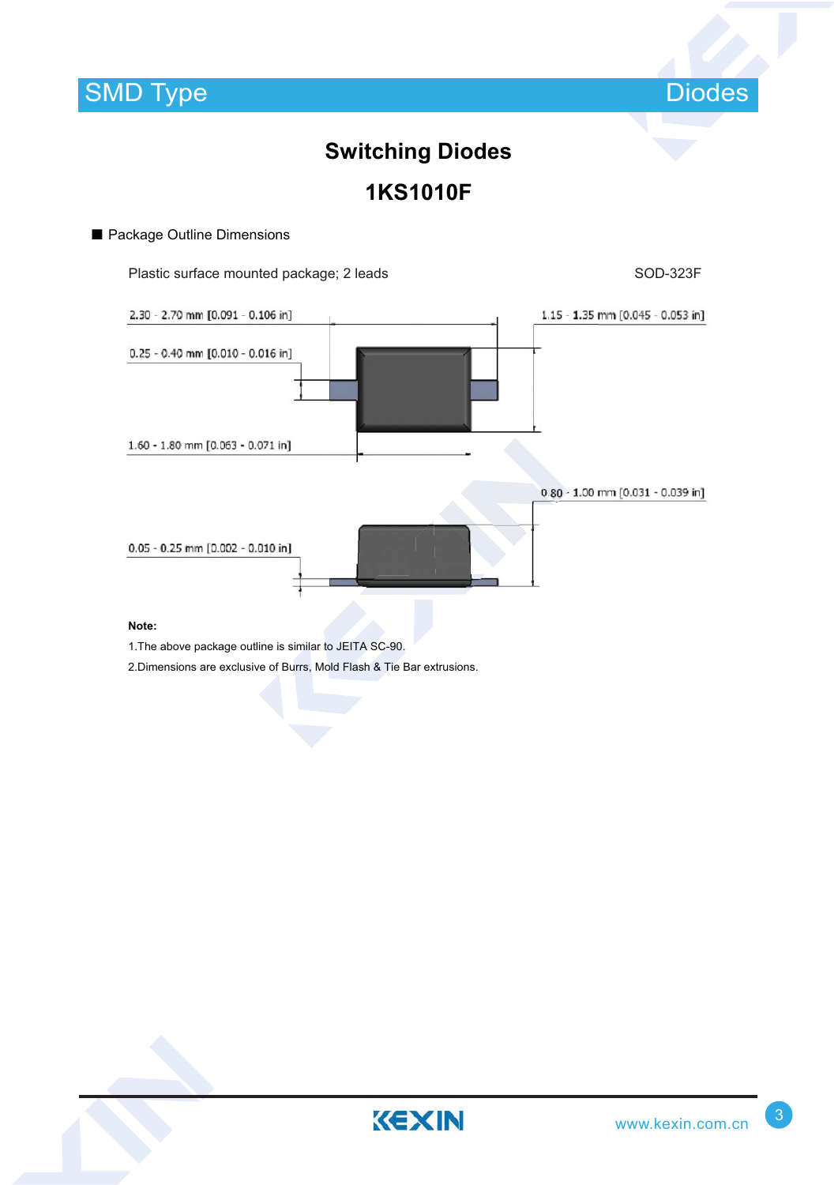SMD Type

Diodes

## Switching Diodes

## 1KS1010F

■ Package Outline Dimensions

Plastic surface mounted package; 2 leads

SOD-323F

2.30 - 2.70 mm [0.091 - 0.106 in]

1.15 - 1.35 mm [0.045 - 0.053 in]

0.25 - 0.40 mm [0.010 - 0.016 in]

1.60 - 1.80 mm [0.063 - 0.071 in]

0.80 - 1.00 mm [0.031 - 0.039 in]

0.05 - 0.25 mm [0.002 - 0.010 in]

**Note:**

1.The above package outline is similar to JEITA SC-90.

2.Dimensions are exclusive of Burrs, Mold Flash & Tie Bar extrusions.